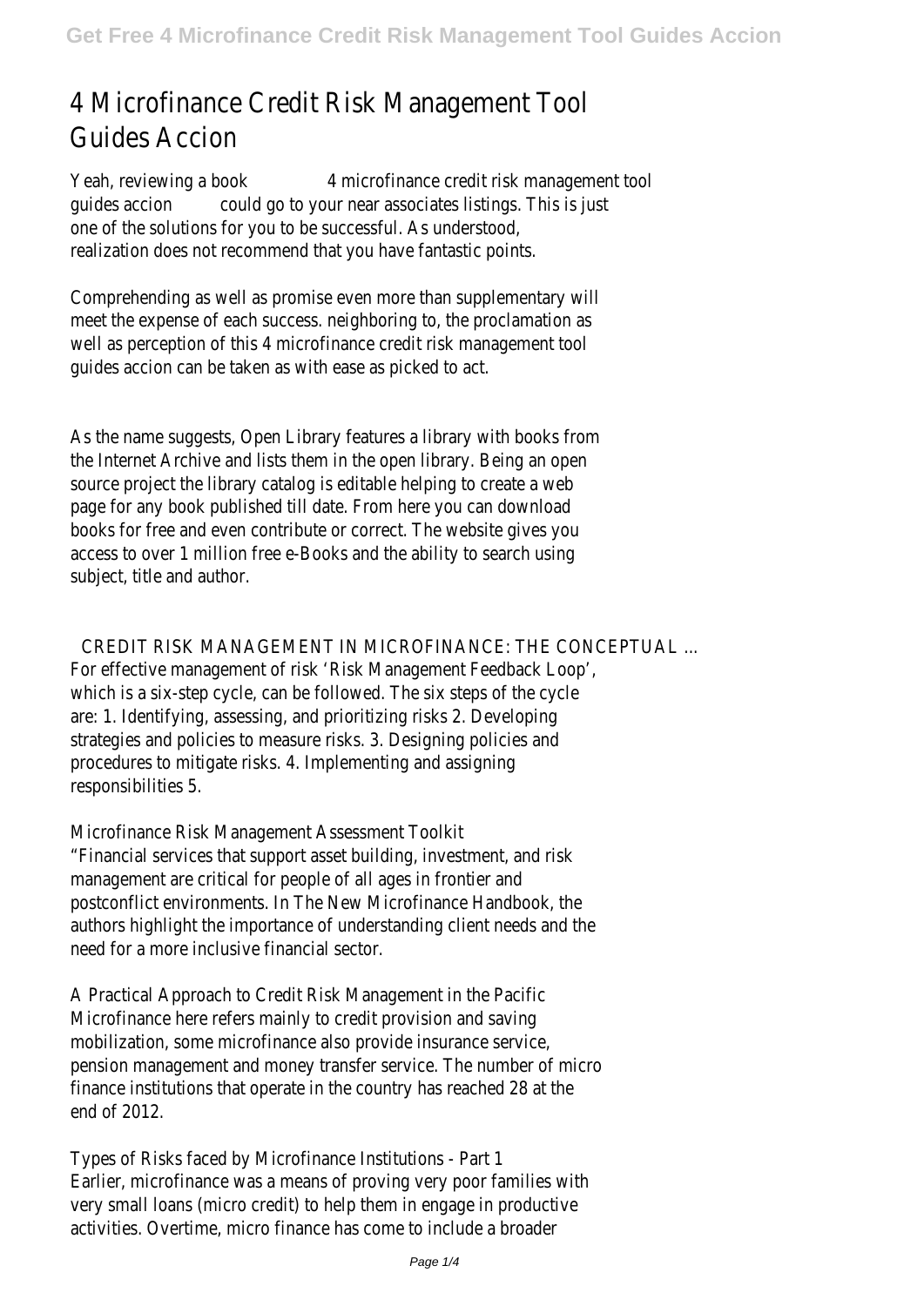# 4 Microfinance Credit Risk Management Tool Guides Accion

Yeah, reviewing a book 4 microfinance credit risk management tool guides accion could go to your near associates listings. This is just one of the solutions for you to be successful. As understood, realization does not recommend that you have fantastic points.

Comprehending as well as promise even more than supplementary will meet the expense of each success. neighboring to, the proclamation as well as perception of this 4 microfinance credit risk management tool guides accion can be taken as with ease as picked to act.

As the name suggests, Open Library features a library with books from the Internet Archive and lists them in the open library. Being an open source project the library catalog is editable helping to create a web page for any book published till date. From here you can download books for free and even contribute or correct. The website gives you access to over 1 million free e-Books and the ability to search using subject, title and author.

## CREDIT RISK MANAGEMENT IN MICROFINANCE: THE CONCEPTUAL ...

For effective management of risk 'Risk Management Feedback Loop', which is a six-step cycle, can be followed. The six steps of the cycle are: 1. Identifying, assessing, and prioritizing risks 2. Developing strategies and policies to measure risks. 3. Designing policies and procedures to mitigate risks. 4. Implementing and assigning responsibilities 5.

## Microfinance Risk Management Assessment Toolkit

"Financial services that support asset building, investment, and risk management are critical for people of all ages in frontier and postconflict environments. In The New Microfinance Handbook, the authors highlight the importance of understanding client needs and the need for a more inclusive financial sector.

## A Practical Approach to Credit Risk Management in the Pacific

Microfinance here refers mainly to credit provision and saving mobilization, some microfinance also provide insurance service, pension management and money transfer service. The number of micro finance institutions that operate in the country has reached 28 at the end of 2012.

## Types of Risks faced by Microfinance Institutions - Part 1

Earlier, microfinance was a means of proving very poor families with very small loans (micro credit) to help them in engage in productive activities. Overtime, micro finance has come to include a broader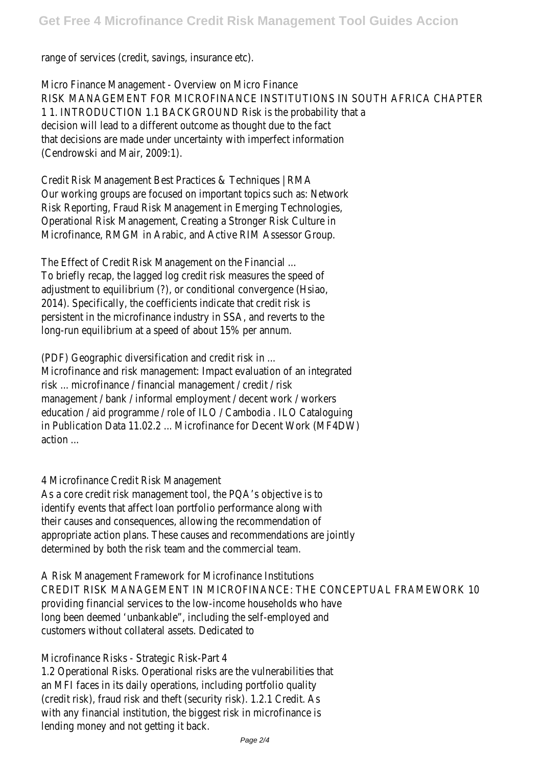range of services (credit, savings, insurance etc).

Micro Finance Management - Overview on Micro Finance

RISK MANAGEMENT FOR MICROFINANCE INSTITUTIONS IN SOUTH AFRICA CHAPTER 1 1. INTRODUCTION 1.1 BACKGROUND Risk is the probability that a decision will lead to a different outcome as thought due to the fact that decisions are made under uncertainty with imperfect information (Cendrowski and Mair, 2009:1).

Credit Risk Management Best Practices & Techniques | RMA

Our working groups are focused on important topics such as: Network Risk Reporting, Fraud Risk Management in Emerging Technologies, Operational Risk Management, Creating a Stronger Risk Culture in Microfinance, RMGM in Arabic, and Active RIM Assessor Group.

The Effect of Credit Risk Management on the Financial ...

To briefly recap, the lagged log credit risk measures the speed of adjustment to equilibrium (?), or conditional convergence (Hsiao, 2014). Specifically, the coefficients indicate that credit risk is persistent in the microfinance industry in SSA, and reverts to the long-run equilibrium at a speed of about 15% per annum.

(PDF) Geographic diversification and credit risk in ...

Microfinance and risk management: Impact evaluation of an integrated risk ... microfinance / financial management / credit / risk management / bank / informal employment / decent work / workers education / aid programme / role of ILO / Cambodia . ILO Cataloguing in Publication Data 11.02.2 ... Microfinance for Decent Work (MF4DW) action ...

4 Microfinance Credit Risk Management

As a core credit risk management tool, the PQA's objective is to identify events that affect loan portfolio performance along with their causes and consequences, allowing the recommendation of appropriate action plans. These causes and recommendations are jointly determined by both the risk team and the commercial team.

A Risk Management Framework for Microfinance Institutions

CREDIT RISK MANAGEMENT IN MICROFINANCE: THE CONCEPTUAL FRAMEWORK 10 providing financial services to the low-income households who have long been deemed 'unbankable", including the self-employed and customers without collateral assets. Dedicated to

Microfinance Risks - Strategic Risk-Part 4

1.2 Operational Risks. Operational risks are the vulnerabilities that an MFI faces in its daily operations, including portfolio quality (credit risk), fraud risk and theft (security risk). 1.2.1 Credit. As with any financial institution, the biggest risk in microfinance is lending money and not getting it back.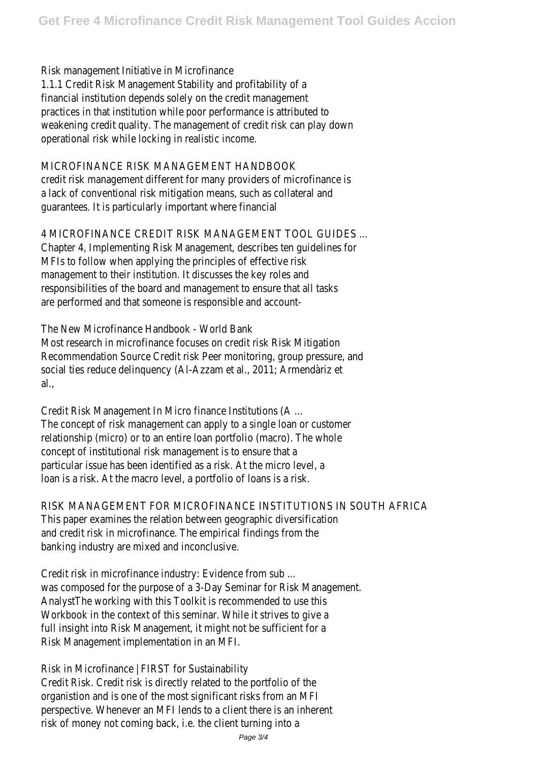Risk management Initiative in Microfinance
1.1.1 Credit Risk Management Stability and profitability of a financial institution depends solely on the credit management practices in that institution while poor performance is attributed to weakening credit quality. The management of credit risk can play down operational risk while locking in realistic income.

MICROFINANCE RISK MANAGEMENT HANDBOOK
credit risk management different for many providers of microfinance is a lack of conventional risk mitigation means, such as collateral and guarantees. It is particularly important where financial

4 MICROFINANCE CREDIT RISK MANAGEMENT TOOL GUIDES ...
Chapter 4, Implementing Risk Management, describes ten guidelines for MFIs to follow when applying the principles of effective risk management to their institution. It discusses the key roles and responsibilities of the board and management to ensure that all tasks are performed and that someone is responsible and account-

The New Microfinance Handbook - World Bank
Most research in microfinance focuses on credit risk Risk Mitigation Recommendation Source Credit risk Peer monitoring, group pressure, and social ties reduce delinquency (Al-Azzam et al., 2011; Armendàriz et al.,

Credit Risk Management In Micro finance Institutions (A ...
The concept of risk management can apply to a single loan or customer relationship (micro) or to an entire loan portfolio (macro). The whole concept of institutional risk management is to ensure that a particular issue has been identified as a risk. At the micro level, a loan is a risk. At the macro level, a portfolio of loans is a risk.

RISK MANAGEMENT FOR MICROFINANCE INSTITUTIONS IN SOUTH AFRICA
This paper examines the relation between geographic diversification and credit risk in microfinance. The empirical findings from the banking industry are mixed and inconclusive.

Credit risk in microfinance industry: Evidence from sub ...
was composed for the purpose of a 3-Day Seminar for Risk Management. AnalystThe working with this Toolkit is recommended to use this Workbook in the context of this seminar. While it strives to give a full insight into Risk Management, it might not be sufficient for a Risk Management implementation in an MFI.

Risk in Microfinance | FIRST for Sustainability
Credit Risk. Credit risk is directly related to the portfolio of the organistion and is one of the most significant risks from an MFI perspective. Whenever an MFI lends to a client there is an inherent risk of money not coming back, i.e. the client turning into a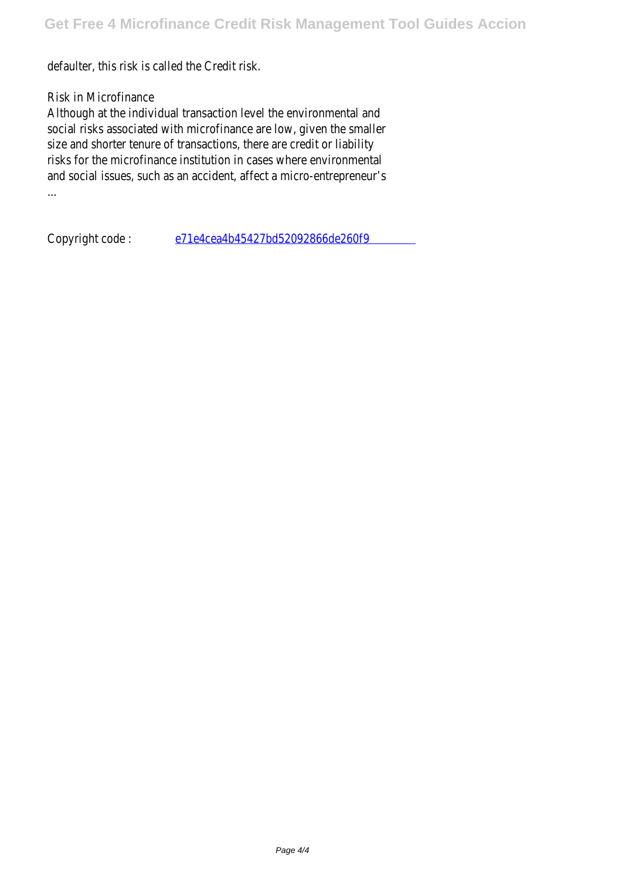defaulter, this risk is called the Credit risk.

Risk in Microfinance
Although at the individual transaction level the environmental and social risks associated with microfinance are low, given the smaller size and shorter tenure of transactions, there are credit or liability risks for the microfinance institution in cases where environmental and social issues, such as an accident, affect a micro-entrepreneur's ...

Copyright code : e71e4cea4b45427bd52092866de260f9